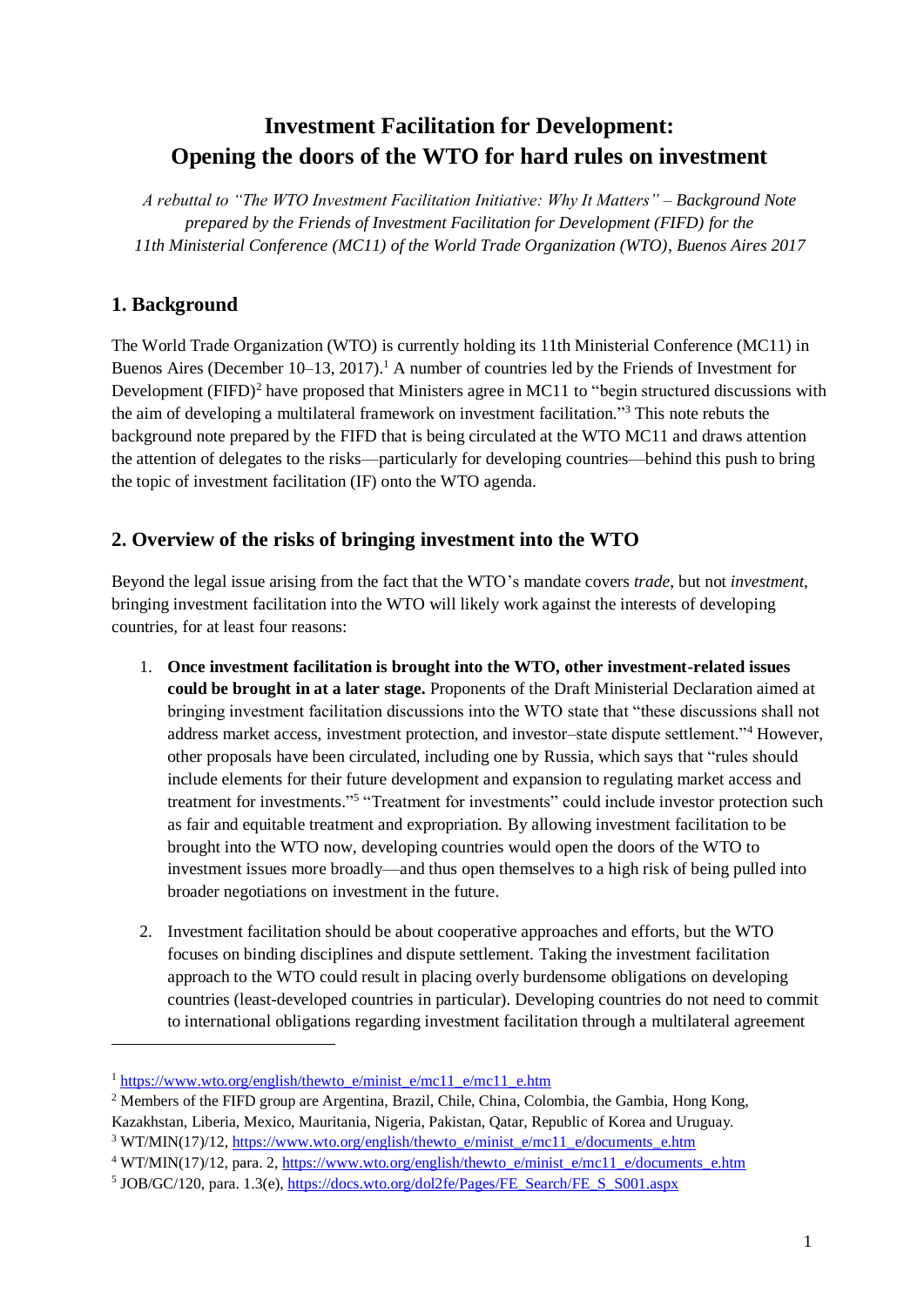# Investment Facilitation for Development: Opening the doors of the WTO for hard rules on investment

*A rebuttal to "The WTO Investment Facilitation Initiative: Why It Matters" – Background Note prepared by the Friends of Investment Facilitation for Development (FIFD) for the 11th Ministerial Conference (MC11) of the World Trade Organization (WTO), Buenos Aires 2017*

## 1. Background

The World Trade Organization (WTO) is currently holding its 11th Ministerial Conference (MC11) in Buenos Aires (December 10–13, 2017).[1] A number of countries led by the Friends of Investment for Development (FIFD)[2] have proposed that Ministers agree in MC11 to "begin structured discussions with the aim of developing a multilateral framework on investment facilitation."[3] This note rebuts the background note prepared by the FIFD that is being circulated at the WTO MC11 and draws attention the attention of delegates to the risks—particularly for developing countries—behind this push to bring the topic of investment facilitation (IF) onto the WTO agenda.

## 2. Overview of the risks of bringing investment into the WTO

Beyond the legal issue arising from the fact that the WTO's mandate covers *trade*, but not *investment*, bringing investment facilitation into the WTO will likely work against the interests of developing countries, for at least four reasons:

1. **Once investment facilitation is brought into the WTO, other investment-related issues could be brought in at a later stage.** Proponents of the Draft Ministerial Declaration aimed at bringing investment facilitation discussions into the WTO state that "these discussions shall not address market access, investment protection, and investor–state dispute settlement."[4] However, other proposals have been circulated, including one by Russia, which says that "rules should include elements for their future development and expansion to regulating market access and treatment for investments."[5] "Treatment for investments" could include investor protection such as fair and equitable treatment and expropriation. By allowing investment facilitation to be brought into the WTO now, developing countries would open the doors of the WTO to investment issues more broadly—and thus open themselves to a high risk of being pulled into broader negotiations on investment in the future.

2. Investment facilitation should be about cooperative approaches and efforts, but the WTO focuses on binding disciplines and dispute settlement. Taking the investment facilitation approach to the WTO could result in placing overly burdensome obligations on developing countries (least-developed countries in particular). Developing countries do not need to commit to international obligations regarding investment facilitation through a multilateral agreement

---

[1] https://www.wto.org/english/thewto_e/minist_e/mc11_e/mc11_e.htm

[2] Members of the FIFD group are Argentina, Brazil, Chile, China, Colombia, the Gambia, Hong Kong, Kazakhstan, Liberia, Mexico, Mauritania, Nigeria, Pakistan, Qatar, Republic of Korea and Uruguay.

[3] WT/MIN(17)/12, https://www.wto.org/english/thewto_e/minist_e/mc11_e/documents_e.htm

[4] WT/MIN(17)/12, para. 2, https://www.wto.org/english/thewto_e/minist_e/mc11_e/documents_e.htm

[5] JOB/GC/120, para. 1.3(e), https://docs.wto.org/dol2fe/Pages/FE_Search/FE_S_S001.aspx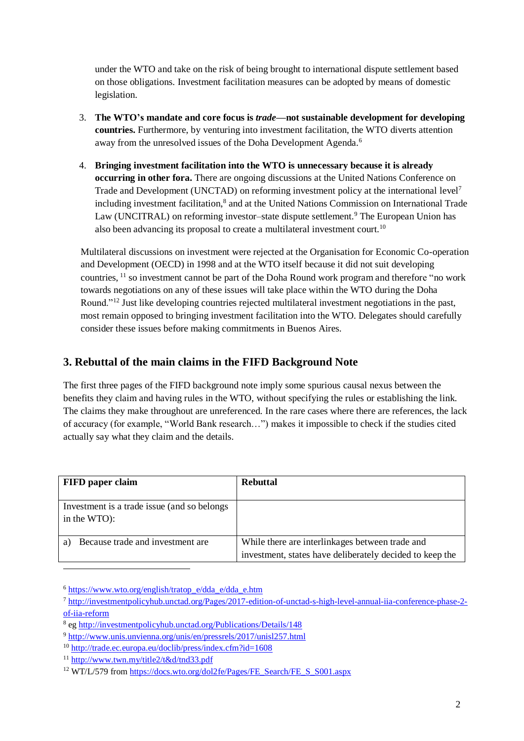under the WTO and take on the risk of being brought to international dispute settlement based on those obligations. Investment facilitation measures can be adopted by means of domestic legislation.

3. **The WTO's mandate and core focus is *trade*—not sustainable development for developing countries.** Furthermore, by venturing into investment facilitation, the WTO diverts attention away from the unresolved issues of the Doha Development Agenda.[6]

4. **Bringing investment facilitation into the WTO is unnecessary because it is already occurring in other fora.** There are ongoing discussions at the United Nations Conference on Trade and Development (UNCTAD) on reforming investment policy at the international level[7] including investment facilitation,[8] and at the United Nations Commission on International Trade Law (UNCITRAL) on reforming investor–state dispute settlement.[9] The European Union has also been advancing its proposal to create a multilateral investment court.[10]

Multilateral discussions on investment were rejected at the Organisation for Economic Co-operation and Development (OECD) in 1998 and at the WTO itself because it did not suit developing countries, [11] so investment cannot be part of the Doha Round work program and therefore "no work towards negotiations on any of these issues will take place within the WTO during the Doha Round."[12] Just like developing countries rejected multilateral investment negotiations in the past, most remain opposed to bringing investment facilitation into the WTO. Delegates should carefully consider these issues before making commitments in Buenos Aires.

## 3. Rebuttal of the main claims in the FIFD Background Note

The first three pages of the FIFD background note imply some spurious causal nexus between the benefits they claim and having rules in the WTO, without specifying the rules or establishing the link. The claims they make throughout are unreferenced. In the rare cases where there are references, the lack of accuracy (for example, "World Bank research…") makes it impossible to check if the studies cited actually say what they claim and the details.

| FIFD paper claim | Rebuttal |
|---|---|
| Investment is a trade issue (and so belongs in the WTO): | |
| a) Because trade and investment are | While there are interlinkages between trade and investment, states have deliberately decided to keep the |

[6] https://www.wto.org/english/tratop_e/dda_e/dda_e.htm

[7] http://investmentpolicyhub.unctad.org/Pages/2017-edition-of-unctad-s-high-level-annual-iia-conference-phase-2-of-iia-reform

[8] eg http://investmentpolicyhub.unctad.org/Publications/Details/148

[9] http://www.unis.unvienna.org/unis/en/pressrels/2017/unisl257.html

[10] http://trade.ec.europa.eu/doclib/press/index.cfm?id=1608

[11] http://www.twn.my/title2/t&d/tnd33.pdf

[12] WT/L/579 from https://docs.wto.org/dol2fe/Pages/FE_Search/FE_S_S001.aspx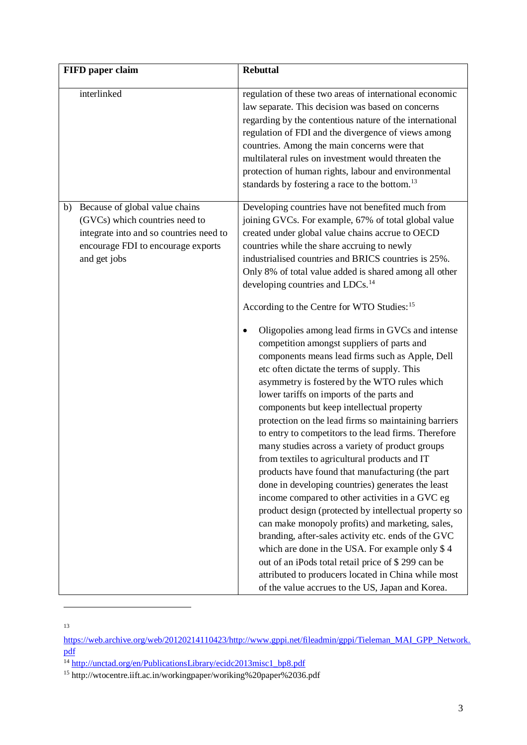| FIFD paper claim | Rebuttal |
|---|---|
| interlinked | regulation of these two areas of international economic law separate. This decision was based on concerns regarding by the contentious nature of the international regulation of FDI and the divergence of views among countries. Among the main concerns were that multilateral rules on investment would threaten the protection of human rights, labour and environmental standards by fostering a race to the bottom.[13] |
| b) Because of global value chains (GVCs) which countries need to integrate into and so countries need to encourage FDI to encourage exports and get jobs | Developing countries have not benefited much from joining GVCs. For example, 67% of total global value created under global value chains accrue to OECD countries while the share accruing to newly industrialised countries and BRICS countries is 25%. Only 8% of total value added is shared among all other developing countries and LDCs.[14]<br><br>According to the Centre for WTO Studies:[15]<br><br>• Oligopolies among lead firms in GVCs and intense competition amongst suppliers of parts and components means lead firms such as Apple, Dell etc often dictate the terms of supply. This asymmetry is fostered by the WTO rules which lower tariffs on imports of the parts and components but keep intellectual property protection on the lead firms so maintaining barriers to entry to competitors to the lead firms. Therefore many studies across a variety of product groups from textiles to agricultural products and IT products have found that manufacturing (the part done in developing countries) generates the least income compared to other activities in a GVC eg product design (protected by intellectual property so can make monopoly profits) and marketing, sales, branding, after-sales activity etc. ends of the GVC which are done in the USA. For example only $ 4 out of an iPods total retail price of $ 299 can be attributed to producers located in China while most of the value accrues to the US, Japan and Korea. |

[13] https://web.archive.org/web/20120214110423/http://www.gppi.net/fileadmin/gppi/Tieleman_MAI_GPP_Network.pdf

[14] http://unctad.org/en/PublicationsLibrary/ecidc2013misc1_bp8.pdf

[15] http://wtocentre.iift.ac.in/workingpaper/woriking%20paper%2036.pdf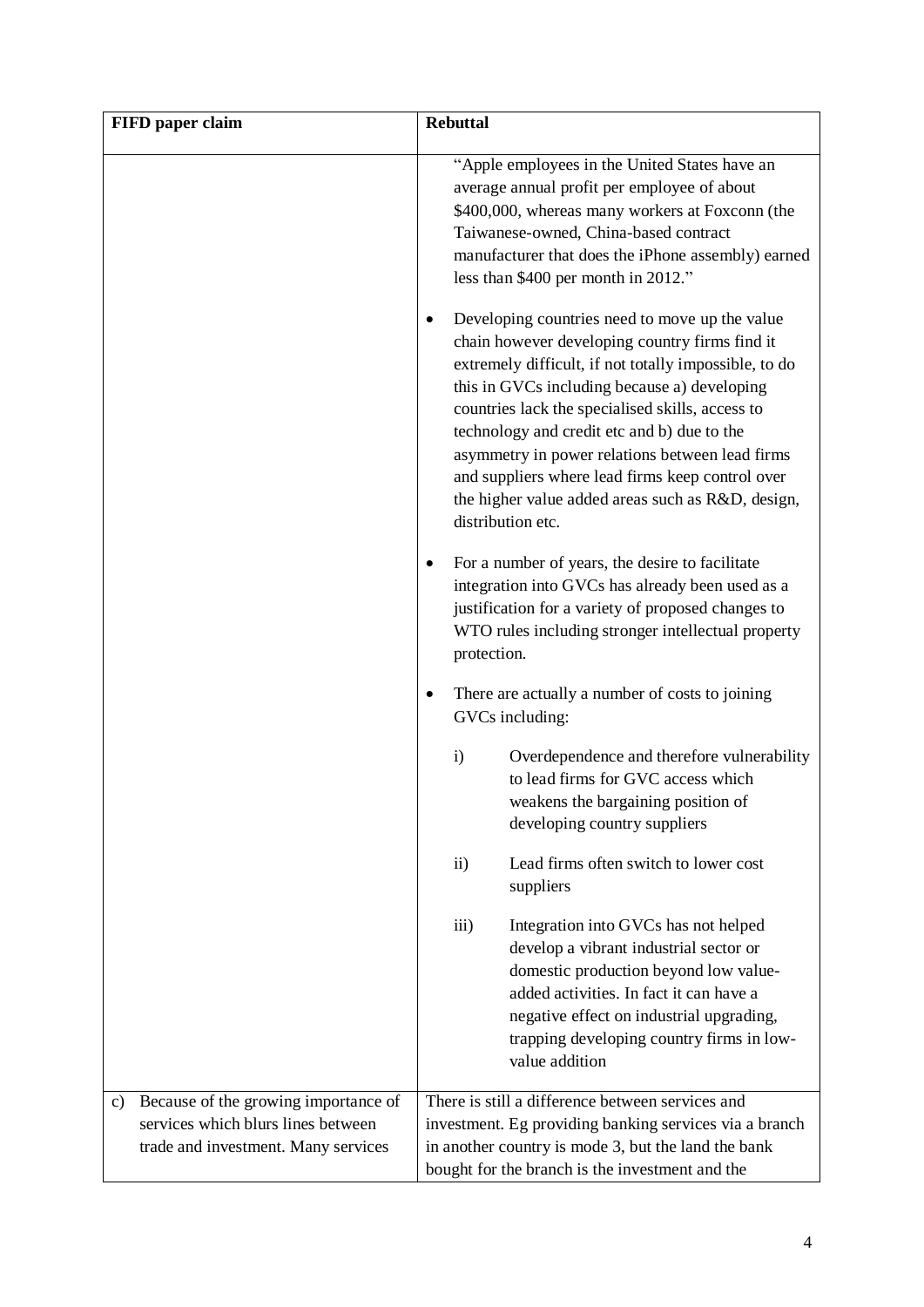| FIFD paper claim | Rebuttal |
|---|---|
| | "Apple employees in the United States have an average annual profit per employee of about \$400,000, whereas many workers at Foxconn (the Taiwanese-owned, China-based contract manufacturer that does the iPhone assembly) earned less than \$400 per month in 2012."<br><br>• Developing countries need to move up the value chain however developing country firms find it extremely difficult, if not totally impossible, to do this in GVCs including because a) developing countries lack the specialised skills, access to technology and credit etc and b) due to the asymmetry in power relations between lead firms and suppliers where lead firms keep control over the higher value added areas such as R&D, design, distribution etc.<br><br>• For a number of years, the desire to facilitate integration into GVCs has already been used as a justification for a variety of proposed changes to WTO rules including stronger intellectual property protection.<br><br>• There are actually a number of costs to joining GVCs including:<br><br>i) Overdependence and therefore vulnerability to lead firms for GVC access which weakens the bargaining position of developing country suppliers<br><br>ii) Lead firms often switch to lower cost suppliers<br><br>iii) Integration into GVCs has not helped develop a vibrant industrial sector or domestic production beyond low value-added activities. In fact it can have a negative effect on industrial upgrading, trapping developing country firms in low-value addition |
| c) Because of the growing importance of services which blurs lines between trade and investment. Many services | There is still a difference between services and investment. Eg providing banking services via a branch in another country is mode 3, but the land the bank bought for the branch is the investment and the |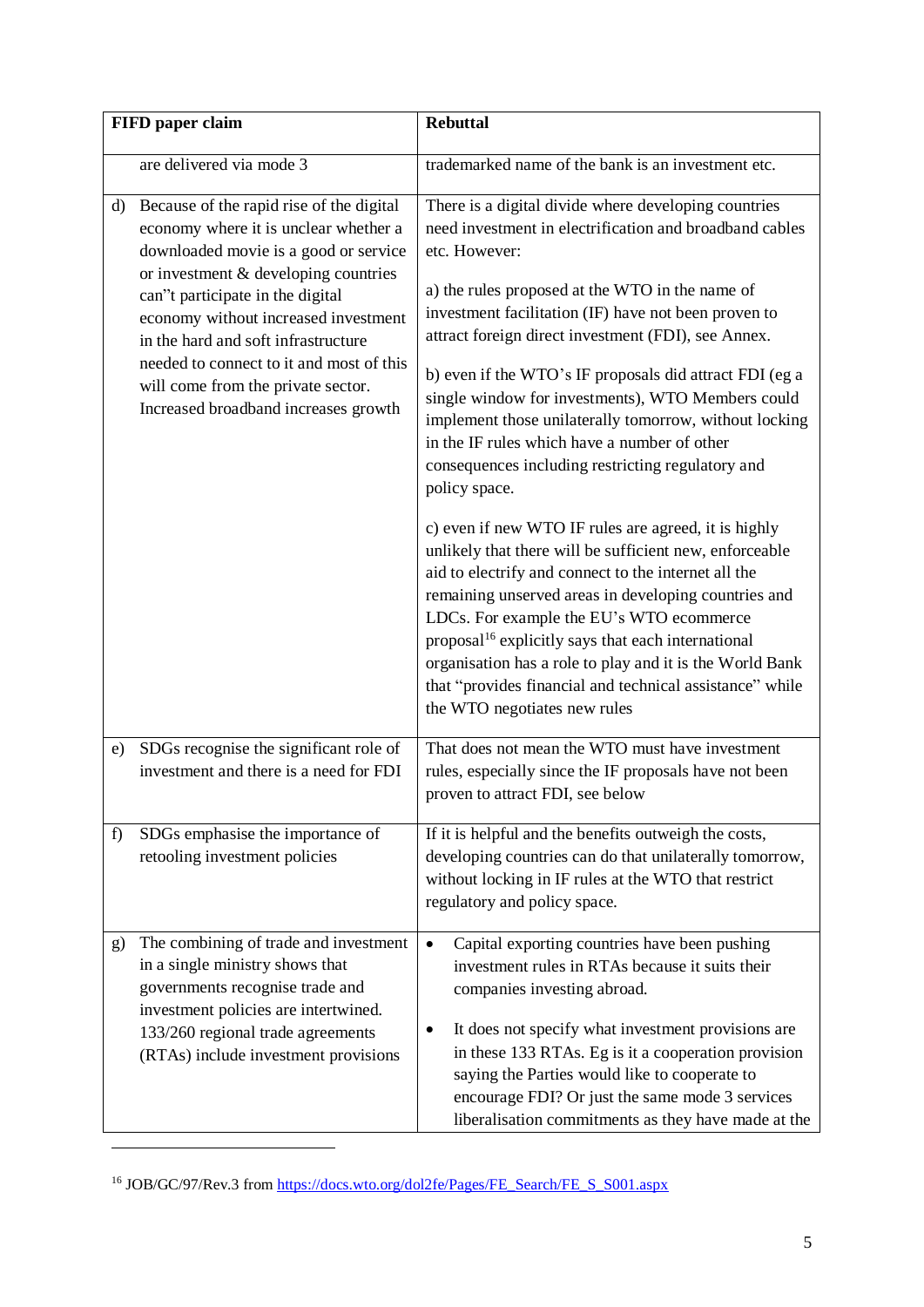| FIFD paper claim | Rebuttal |
|---|---|
| are delivered via mode 3 | trademarked name of the bank is an investment etc. |
| d) Because of the rapid rise of the digital economy where it is unclear whether a downloaded movie is a good or service or investment & developing countries can"t participate in the digital economy without increased investment in the hard and soft infrastructure needed to connect to it and most of this will come from the private sector. Increased broadband increases growth | There is a digital divide where developing countries need investment in electrification and broadband cables etc. However:<br><br>a) the rules proposed at the WTO in the name of investment facilitation (IF) have not been proven to attract foreign direct investment (FDI), see Annex.<br><br>b) even if the WTO's IF proposals did attract FDI (eg a single window for investments), WTO Members could implement those unilaterally tomorrow, without locking in the IF rules which have a number of other consequences including restricting regulatory and policy space.<br><br>c) even if new WTO IF rules are agreed, it is highly unlikely that there will be sufficient new, enforceable aid to electrify and connect to the internet all the remaining unserved areas in developing countries and LDCs. For example the EU's WTO ecommerce proposal[16] explicitly says that each international organisation has a role to play and it is the World Bank that "provides financial and technical assistance" while the WTO negotiates new rules |
| e) SDGs recognise the significant role of investment and there is a need for FDI | That does not mean the WTO must have investment rules, especially since the IF proposals have not been proven to attract FDI, see below |
| f) SDGs emphasise the importance of retooling investment policies | If it is helpful and the benefits outweigh the costs, developing countries can do that unilaterally tomorrow, without locking in IF rules at the WTO that restrict regulatory and policy space. |
| g) The combining of trade and investment in a single ministry shows that governments recognise trade and investment policies are intertwined. 133/260 regional trade agreements (RTAs) include investment provisions | • Capital exporting countries have been pushing investment rules in RTAs because it suits their companies investing abroad.<br><br>• It does not specify what investment provisions are in these 133 RTAs. Eg is it a cooperation provision saying the Parties would like to cooperate to encourage FDI? Or just the same mode 3 services liberalisation commitments as they have made at the |

[16] JOB/GC/97/Rev.3 from https://docs.wto.org/dol2fe/Pages/FE_Search/FE_S_S001.aspx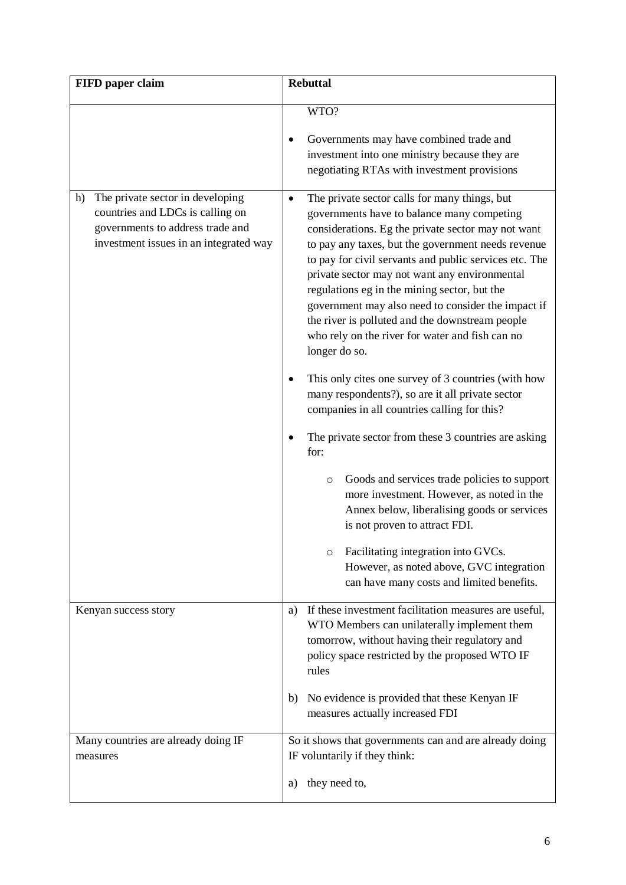| FIFD paper claim | Rebuttal |
|---|---|
| | WTO?<br><br>• Governments may have combined trade and investment into one ministry because they are negotiating RTAs with investment provisions |
| h) The private sector in developing countries and LDCs is calling on governments to address trade and investment issues in an integrated way | • The private sector calls for many things, but governments have to balance many competing considerations. Eg the private sector may not want to pay any taxes, but the government needs revenue to pay for civil servants and public services etc. The private sector may not want any environmental regulations eg in the mining sector, but the government may also need to consider the impact if the river is polluted and the downstream people who rely on the river for water and fish can no longer do so.<br><br>• This only cites one survey of 3 countries (with how many respondents?), so are it all private sector companies in all countries calling for this?<br><br>• The private sector from these 3 countries are asking for:<br><br>○ Goods and services trade policies to support more investment. However, as noted in the Annex below, liberalising goods or services is not proven to attract FDI.<br><br>○ Facilitating integration into GVCs. However, as noted above, GVC integration can have many costs and limited benefits. |
| Kenyan success story | a) If these investment facilitation measures are useful, WTO Members can unilaterally implement them tomorrow, without having their regulatory and policy space restricted by the proposed WTO IF rules<br><br>b) No evidence is provided that these Kenyan IF measures actually increased FDI |
| Many countries are already doing IF measures | So it shows that governments can and are already doing IF voluntarily if they think:<br><br>a) they need to, |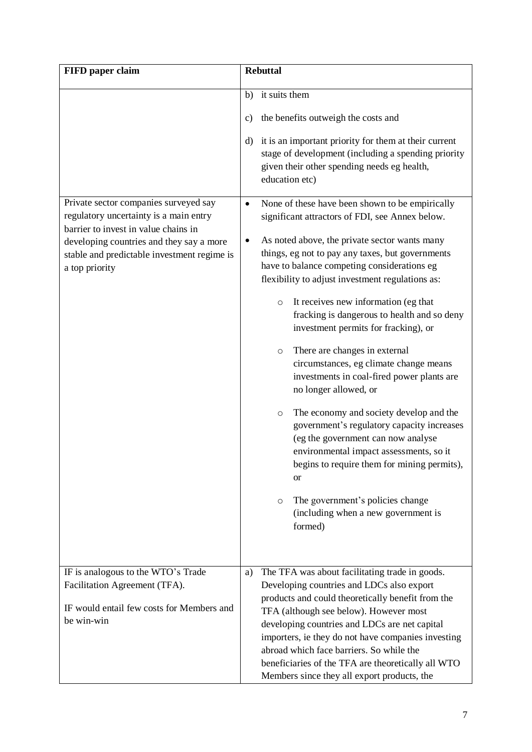| FIFD paper claim | Rebuttal |
| --- | --- |
| | b) it suits them<br><br>c) the benefits outweigh the costs and<br><br>d) it is an important priority for them at their current stage of development (including a spending priority given their other spending needs eg health, education etc) |
| Private sector companies surveyed say regulatory uncertainty is a main entry barrier to invest in value chains in developing countries and they say a more stable and predictable investment regime is a top priority | • None of these have been shown to be empirically significant attractors of FDI, see Annex below.<br><br>• As noted above, the private sector wants many things, eg not to pay any taxes, but governments have to balance competing considerations eg flexibility to adjust investment regulations as:<br><br>&nbsp;&nbsp;&nbsp;&nbsp;○ It receives new information (eg that fracking is dangerous to health and so deny investment permits for fracking), or<br><br>&nbsp;&nbsp;&nbsp;&nbsp;○ There are changes in external circumstances, eg climate change means investments in coal-fired power plants are no longer allowed, or<br><br>&nbsp;&nbsp;&nbsp;&nbsp;○ The economy and society develop and the government's regulatory capacity increases (eg the government can now analyse environmental impact assessments, so it begins to require them for mining permits), or<br><br>&nbsp;&nbsp;&nbsp;&nbsp;○ The government's policies change (including when a new government is formed) |
| IF is analogous to the WTO's Trade Facilitation Agreement (TFA).<br><br>IF would entail few costs for Members and be win-win | a) The TFA was about facilitating trade in goods. Developing countries and LDCs also export products and could theoretically benefit from the TFA (although see below). However most developing countries and LDCs are net capital importers, ie they do not have companies investing abroad which face barriers. So while the beneficiaries of the TFA are theoretically all WTO Members since they all export products, the |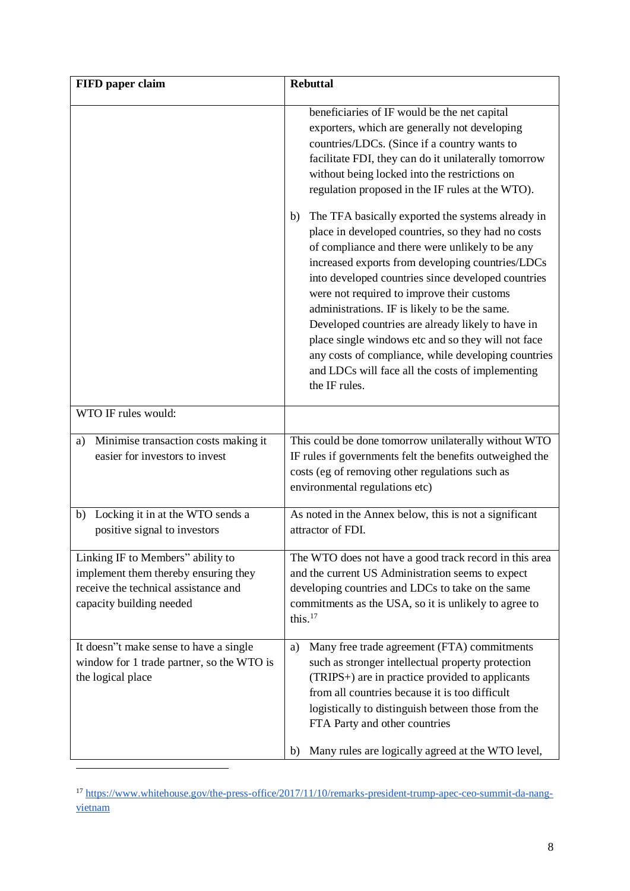| FIFD paper claim | Rebuttal |
|---|---|
| | beneficiaries of IF would be the net capital exporters, which are generally not developing countries/LDCs. (Since if a country wants to facilitate FDI, they can do it unilaterally tomorrow without being locked into the restrictions on regulation proposed in the IF rules at the WTO).<br><br>b) The TFA basically exported the systems already in place in developed countries, so they had no costs of compliance and there were unlikely to be any increased exports from developing countries/LDCs into developed countries since developed countries were not required to improve their customs administrations. IF is likely to be the same. Developed countries are already likely to have in place single windows etc and so they will not face any costs of compliance, while developing countries and LDCs will face all the costs of implementing the IF rules. |
| WTO IF rules would: | |
| a) Minimise transaction costs making it easier for investors to invest | This could be done tomorrow unilaterally without WTO IF rules if governments felt the benefits outweighed the costs (eg of removing other regulations such as environmental regulations etc) |
| b) Locking it in at the WTO sends a positive signal to investors | As noted in the Annex below, this is not a significant attractor of FDI. |
| Linking IF to Members" ability to implement them thereby ensuring they receive the technical assistance and capacity building needed | The WTO does not have a good track record in this area and the current US Administration seems to expect developing countries and LDCs to take on the same commitments as the USA, so it is unlikely to agree to this.[17] |
| It doesn"t make sense to have a single window for 1 trade partner, so the WTO is the logical place | a) Many free trade agreement (FTA) commitments such as stronger intellectual property protection (TRIPS+) are in practice provided to applicants from all countries because it is too difficult logistically to distinguish between those from the FTA Party and other countries<br><br>b) Many rules are logically agreed at the WTO level, |

[17] https://www.whitehouse.gov/the-press-office/2017/11/10/remarks-president-trump-apec-ceo-summit-da-nang-vietnam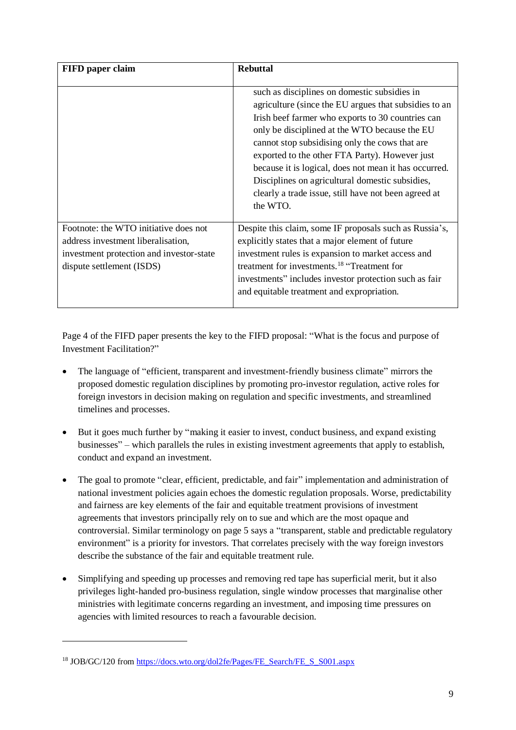| FIFD paper claim | Rebuttal |
|---|---|
| | such as disciplines on domestic subsidies in agriculture (since the EU argues that subsidies to an Irish beef farmer who exports to 30 countries can only be disciplined at the WTO because the EU cannot stop subsidising only the cows that are exported to the other FTA Party). However just because it is logical, does not mean it has occurred. Disciplines on agricultural domestic subsidies, clearly a trade issue, still have not been agreed at the WTO. |
| Footnote: the WTO initiative does not address investment liberalisation, investment protection and investor-state dispute settlement (ISDS) | Despite this claim, some IF proposals such as Russia's, explicitly states that a major element of future investment rules is expansion to market access and treatment for investments.[18] "Treatment for investments" includes investor protection such as fair and equitable treatment and expropriation. |

Page 4 of the FIFD paper presents the key to the FIFD proposal: "What is the focus and purpose of Investment Facilitation?"

- The language of "efficient, transparent and investment-friendly business climate" mirrors the proposed domestic regulation disciplines by promoting pro-investor regulation, active roles for foreign investors in decision making on regulation and specific investments, and streamlined timelines and processes.

- But it goes much further by "making it easier to invest, conduct business, and expand existing businesses" – which parallels the rules in existing investment agreements that apply to establish, conduct and expand an investment.

- The goal to promote "clear, efficient, predictable, and fair" implementation and administration of national investment policies again echoes the domestic regulation proposals. Worse, predictability and fairness are key elements of the fair and equitable treatment provisions of investment agreements that investors principally rely on to sue and which are the most opaque and controversial. Similar terminology on page 5 says a "transparent, stable and predictable regulatory environment" is a priority for investors. That correlates precisely with the way foreign investors describe the substance of the fair and equitable treatment rule.

- Simplifying and speeding up processes and removing red tape has superficial merit, but it also privileges light-handed pro-business regulation, single window processes that marginalise other ministries with legitimate concerns regarding an investment, and imposing time pressures on agencies with limited resources to reach a favourable decision.

---

[18] JOB/GC/120 from https://docs.wto.org/dol2fe/Pages/FE_Search/FE_S_S001.aspx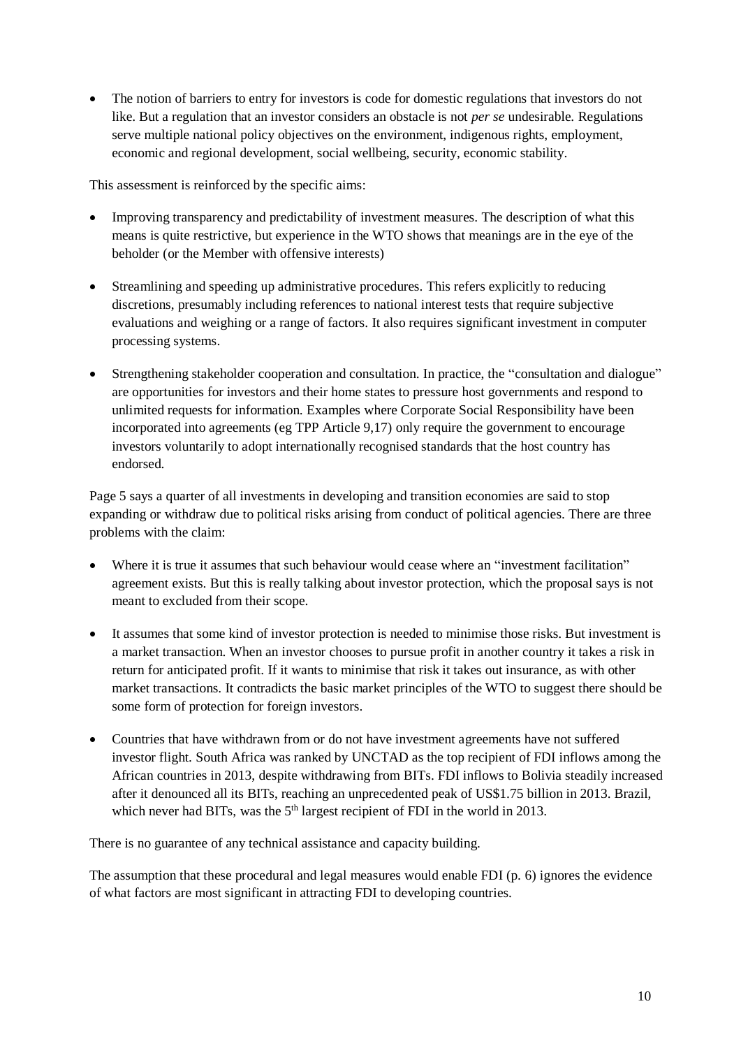- The notion of barriers to entry for investors is code for domestic regulations that investors do not like. But a regulation that an investor considers an obstacle is not *per se* undesirable. Regulations serve multiple national policy objectives on the environment, indigenous rights, employment, economic and regional development, social wellbeing, security, economic stability.

This assessment is reinforced by the specific aims:

- Improving transparency and predictability of investment measures. The description of what this means is quite restrictive, but experience in the WTO shows that meanings are in the eye of the beholder (or the Member with offensive interests)
- Streamlining and speeding up administrative procedures. This refers explicitly to reducing discretions, presumably including references to national interest tests that require subjective evaluations and weighing or a range of factors. It also requires significant investment in computer processing systems.
- Strengthening stakeholder cooperation and consultation. In practice, the "consultation and dialogue" are opportunities for investors and their home states to pressure host governments and respond to unlimited requests for information. Examples where Corporate Social Responsibility have been incorporated into agreements (eg TPP Article 9,17) only require the government to encourage investors voluntarily to adopt internationally recognised standards that the host country has endorsed.

Page 5 says a quarter of all investments in developing and transition economies are said to stop expanding or withdraw due to political risks arising from conduct of political agencies. There are three problems with the claim:

- Where it is true it assumes that such behaviour would cease where an "investment facilitation" agreement exists. But this is really talking about investor protection, which the proposal says is not meant to excluded from their scope.
- It assumes that some kind of investor protection is needed to minimise those risks. But investment is a market transaction. When an investor chooses to pursue profit in another country it takes a risk in return for anticipated profit. If it wants to minimise that risk it takes out insurance, as with other market transactions. It contradicts the basic market principles of the WTO to suggest there should be some form of protection for foreign investors.
- Countries that have withdrawn from or do not have investment agreements have not suffered investor flight. South Africa was ranked by UNCTAD as the top recipient of FDI inflows among the African countries in 2013, despite withdrawing from BITs. FDI inflows to Bolivia steadily increased after it denounced all its BITs, reaching an unprecedented peak of US$1.75 billion in 2013. Brazil, which never had BITs, was the 5th largest recipient of FDI in the world in 2013.

There is no guarantee of any technical assistance and capacity building.

The assumption that these procedural and legal measures would enable FDI (p. 6) ignores the evidence of what factors are most significant in attracting FDI to developing countries.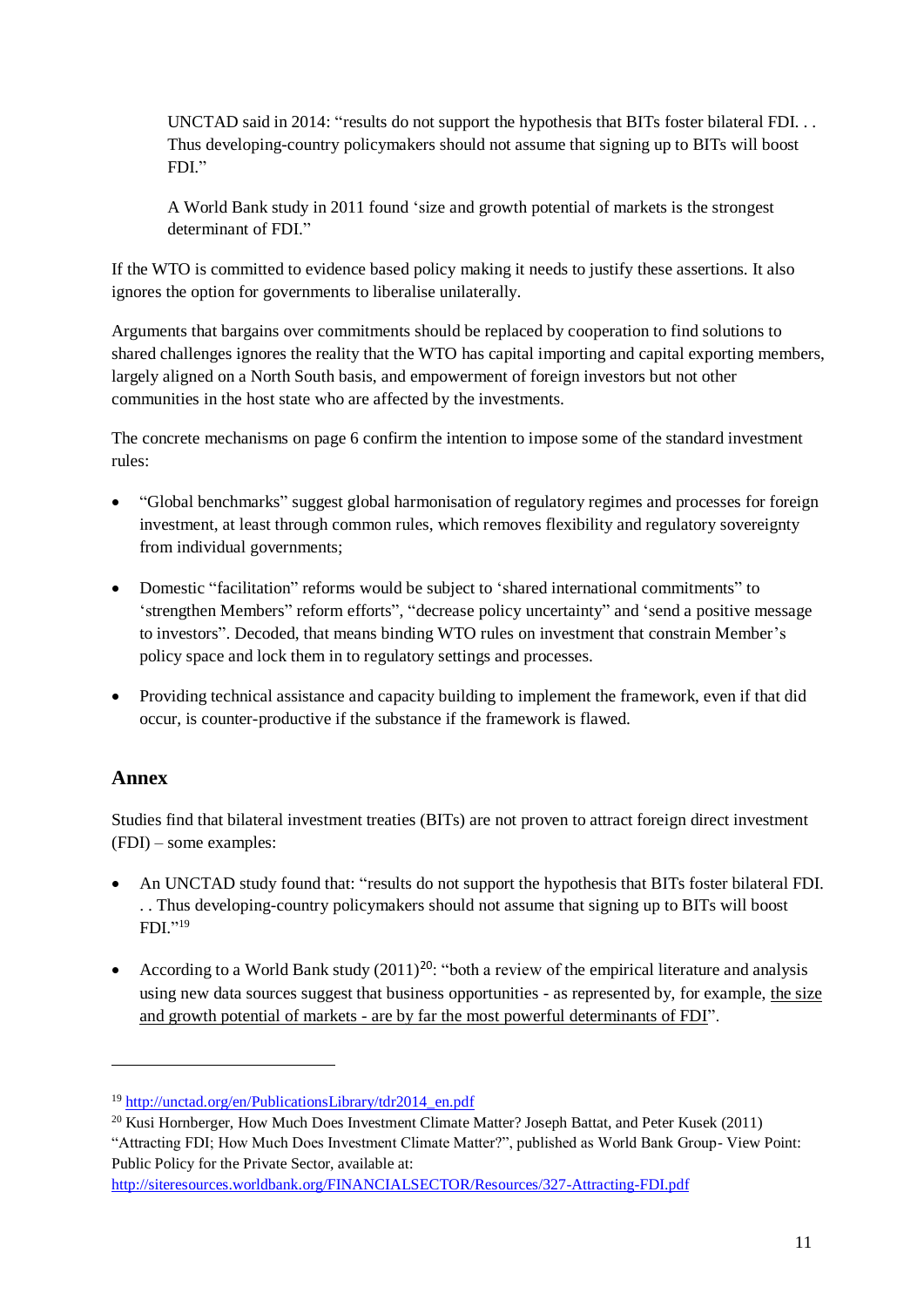> UNCTAD said in 2014: "results do not support the hypothesis that BITs foster bilateral FDI. . . Thus developing-country policymakers should not assume that signing up to BITs will boost FDI."
>
> A World Bank study in 2011 found 'size and growth potential of markets is the strongest determinant of FDI."

If the WTO is committed to evidence based policy making it needs to justify these assertions. It also ignores the option for governments to liberalise unilaterally.

Arguments that bargains over commitments should be replaced by cooperation to find solutions to shared challenges ignores the reality that the WTO has capital importing and capital exporting members, largely aligned on a North South basis, and empowerment of foreign investors but not other communities in the host state who are affected by the investments.

The concrete mechanisms on page 6 confirm the intention to impose some of the standard investment rules:

- "Global benchmarks" suggest global harmonisation of regulatory regimes and processes for foreign investment, at least through common rules, which removes flexibility and regulatory sovereignty from individual governments;
- Domestic "facilitation" reforms would be subject to 'shared international commitments" to 'strengthen Members" reform efforts", "decrease policy uncertainty" and 'send a positive message to investors". Decoded, that means binding WTO rules on investment that constrain Member's policy space and lock them in to regulatory settings and processes.
- Providing technical assistance and capacity building to implement the framework, even if that did occur, is counter-productive if the substance if the framework is flawed.

## Annex

Studies find that bilateral investment treaties (BITs) are not proven to attract foreign direct investment (FDI) – some examples:

- An UNCTAD study found that: "results do not support the hypothesis that BITs foster bilateral FDI. . . Thus developing-country policymakers should not assume that signing up to BITs will boost FDI."[19]
- According to a World Bank study (2011)[20]: "both a review of the empirical literature and analysis using new data sources suggest that business opportunities - as represented by, for example, the size and growth potential of markets - are by far the most powerful determinants of FDI".

---

[19] http://unctad.org/en/PublicationsLibrary/tdr2014_en.pdf

[20] Kusi Hornberger, How Much Does Investment Climate Matter? Joseph Battat, and Peter Kusek (2011) "Attracting FDI; How Much Does Investment Climate Matter?", published as World Bank Group- View Point: Public Policy for the Private Sector, available at: http://siteresources.worldbank.org/FINANCIALSECTOR/Resources/327-Attracting-FDI.pdf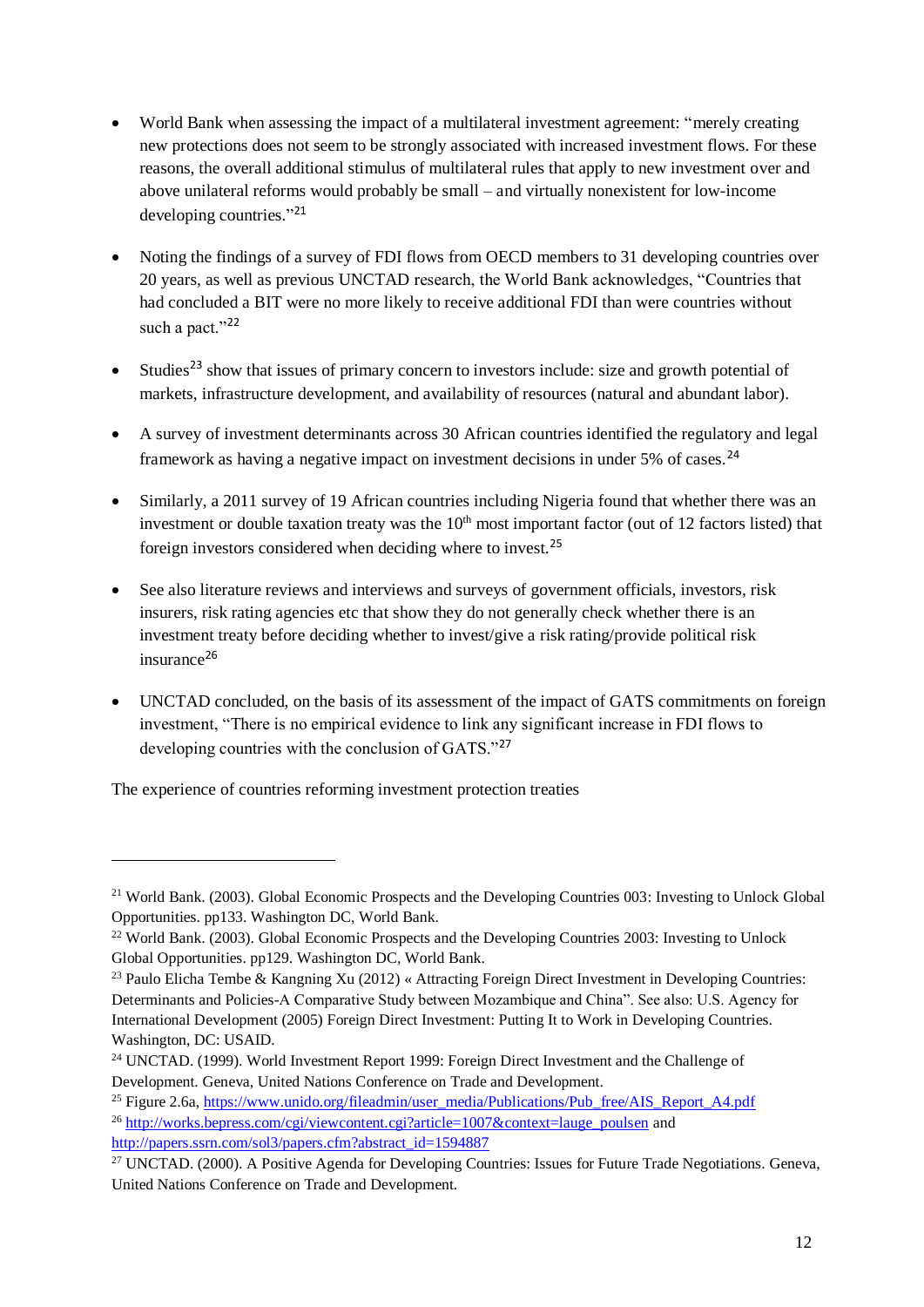- World Bank when assessing the impact of a multilateral investment agreement: "merely creating new protections does not seem to be strongly associated with increased investment flows. For these reasons, the overall additional stimulus of multilateral rules that apply to new investment over and above unilateral reforms would probably be small – and virtually nonexistent for low-income developing countries."[21]

- Noting the findings of a survey of FDI flows from OECD members to 31 developing countries over 20 years, as well as previous UNCTAD research, the World Bank acknowledges, "Countries that had concluded a BIT were no more likely to receive additional FDI than were countries without such a pact."[22]

- Studies[23] show that issues of primary concern to investors include: size and growth potential of markets, infrastructure development, and availability of resources (natural and abundant labor).

- A survey of investment determinants across 30 African countries identified the regulatory and legal framework as having a negative impact on investment decisions in under 5% of cases.[24]

- Similarly, a 2011 survey of 19 African countries including Nigeria found that whether there was an investment or double taxation treaty was the 10th most important factor (out of 12 factors listed) that foreign investors considered when deciding where to invest.[25]

- See also literature reviews and interviews and surveys of government officials, investors, risk insurers, risk rating agencies etc that show they do not generally check whether there is an investment treaty before deciding whether to invest/give a risk rating/provide political risk insurance[26]

- UNCTAD concluded, on the basis of its assessment of the impact of GATS commitments on foreign investment, "There is no empirical evidence to link any significant increase in FDI flows to developing countries with the conclusion of GATS."[27]

The experience of countries reforming investment protection treaties

---

[21] World Bank. (2003). Global Economic Prospects and the Developing Countries 003: Investing to Unlock Global Opportunities. pp133. Washington DC, World Bank.

[22] World Bank. (2003). Global Economic Prospects and the Developing Countries 2003: Investing to Unlock Global Opportunities. pp129. Washington DC, World Bank.

[23] Paulo Elicha Tembe & Kangning Xu (2012) « Attracting Foreign Direct Investment in Developing Countries: Determinants and Policies-A Comparative Study between Mozambique and China". See also: U.S. Agency for International Development (2005) Foreign Direct Investment: Putting It to Work in Developing Countries. Washington, DC: USAID.

[24] UNCTAD. (1999). World Investment Report 1999: Foreign Direct Investment and the Challenge of Development. Geneva, United Nations Conference on Trade and Development.

[25] Figure 2.6a, https://www.unido.org/fileadmin/user_media/Publications/Pub_free/AIS_Report_A4.pdf

[26] http://works.bepress.com/cgi/viewcontent.cgi?article=1007&context=lauge_poulsen and http://papers.ssrn.com/sol3/papers.cfm?abstract_id=1594887

[27] UNCTAD. (2000). A Positive Agenda for Developing Countries: Issues for Future Trade Negotiations. Geneva, United Nations Conference on Trade and Development.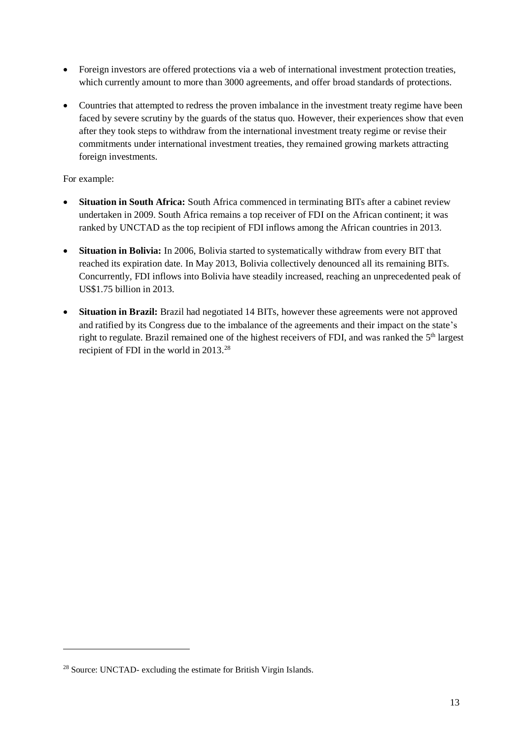- Foreign investors are offered protections via a web of international investment protection treaties, which currently amount to more than 3000 agreements, and offer broad standards of protections.
- Countries that attempted to redress the proven imbalance in the investment treaty regime have been faced by severe scrutiny by the guards of the status quo. However, their experiences show that even after they took steps to withdraw from the international investment treaty regime or revise their commitments under international investment treaties, they remained growing markets attracting foreign investments.

For example:

- **Situation in South Africa:** South Africa commenced in terminating BITs after a cabinet review undertaken in 2009. South Africa remains a top receiver of FDI on the African continent; it was ranked by UNCTAD as the top recipient of FDI inflows among the African countries in 2013.
- **Situation in Bolivia:** In 2006, Bolivia started to systematically withdraw from every BIT that reached its expiration date. In May 2013, Bolivia collectively denounced all its remaining BITs. Concurrently, FDI inflows into Bolivia have steadily increased, reaching an unprecedented peak of US$1.75 billion in 2013.
- **Situation in Brazil:** Brazil had negotiated 14 BITs, however these agreements were not approved and ratified by its Congress due to the imbalance of the agreements and their impact on the state's right to regulate. Brazil remained one of the highest receivers of FDI, and was ranked the 5th largest recipient of FDI in the world in 2013.[28]

[28] Source: UNCTAD- excluding the estimate for British Virgin Islands.